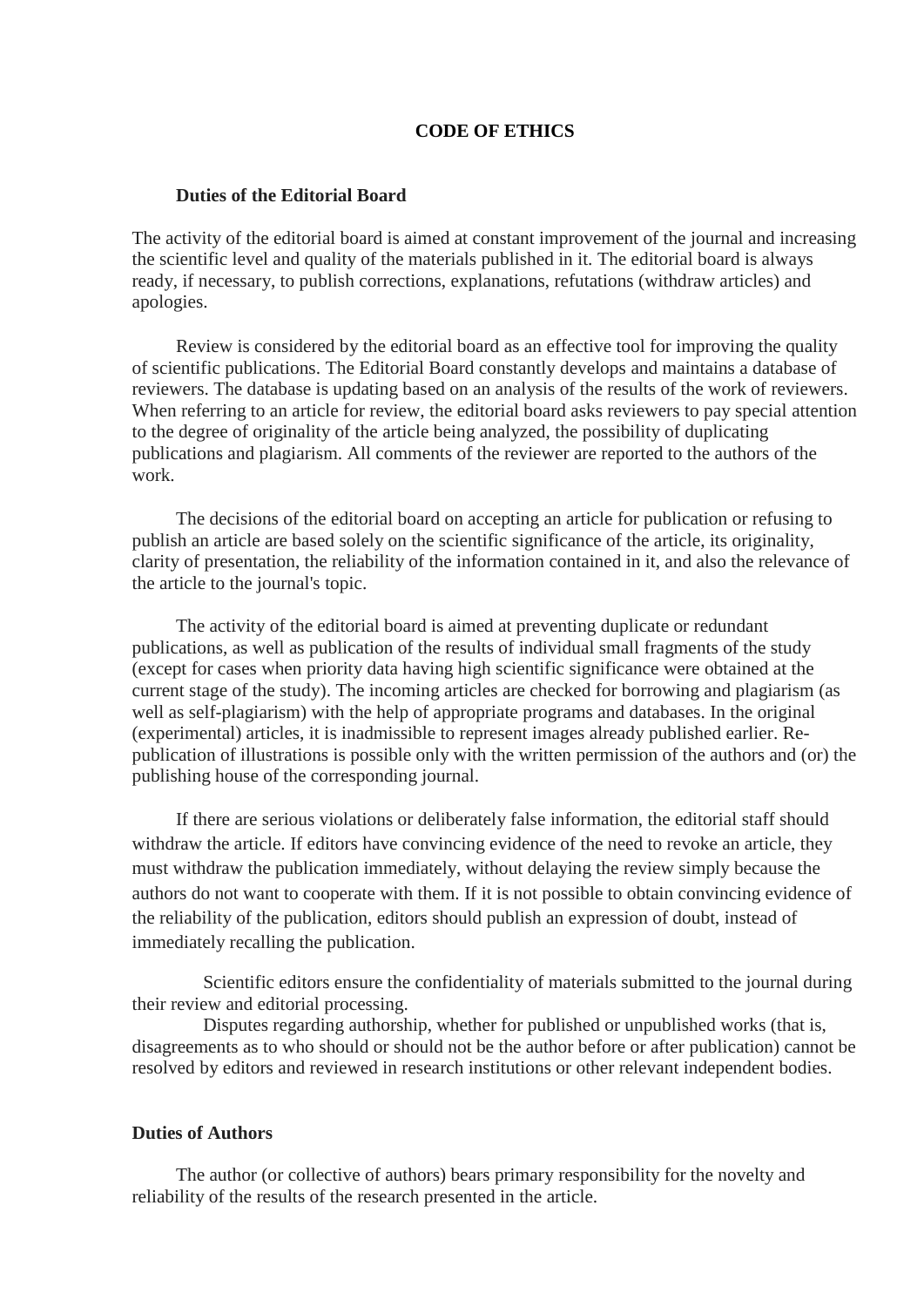# CODE OF ETHICS

## Duties of the Editorial Board

The activity of the editorial board is aimed at constant improvement of the journal and increasing the scientific level and quality of the materials published in it. The editorial board is always ready, if necessary, to publish corrections, explanations, refutations (withdraw articles) and apologies.

Review is considered by the editorial board as an effective tool for improving the quality of scientific publications. The Editorial Board constantly develops and maintains a database of reviewers. The database is updating based on an analysis of the results of the work of reviewers. When referring to an article for review, the editorial board asks reviewers to pay special attention to the degree of originality of the article being analyzed, the possibility of duplicating publications and plagiarism. All comments of the reviewer are reported to the authors of the work.

The decisions of the editorial board on accepting an article for publication or refusing to publish an article are based solely on the scientific significance of the article, its originality, clarity of presentation, the reliability of the information contained in it, and also the relevance of the article to the journal's topic.

The activity of the editorial board is aimed at preventing duplicate or redundant publications, as well as publication of the results of individual small fragments of the study (except for cases when priority data having high scientific significance were obtained at the current stage of the study). The incoming articles are checked for borrowing and plagiarism (as well as self-plagiarism) with the help of appropriate programs and databases. In the original (experimental) articles, it is inadmissible to represent images already published earlier. Re-publication of illustrations is possible only with the written permission of the authors and (or) the publishing house of the corresponding journal.

If there are serious violations or deliberately false information, the editorial staff should withdraw the article. If editors have convincing evidence of the need to revoke an article, they must withdraw the publication immediately, without delaying the review simply because the authors do not want to cooperate with them. If it is not possible to obtain convincing evidence of the reliability of the publication, editors should publish an expression of doubt, instead of immediately recalling the publication.

Scientific editors ensure the confidentiality of materials submitted to the journal during their review and editorial processing.

Disputes regarding authorship, whether for published or unpublished works (that is, disagreements as to who should or should not be the author before or after publication) cannot be resolved by editors and reviewed in research institutions or other relevant independent bodies.

## Duties of Authors

The author (or collective of authors) bears primary responsibility for the novelty and reliability of the results of the research presented in the article.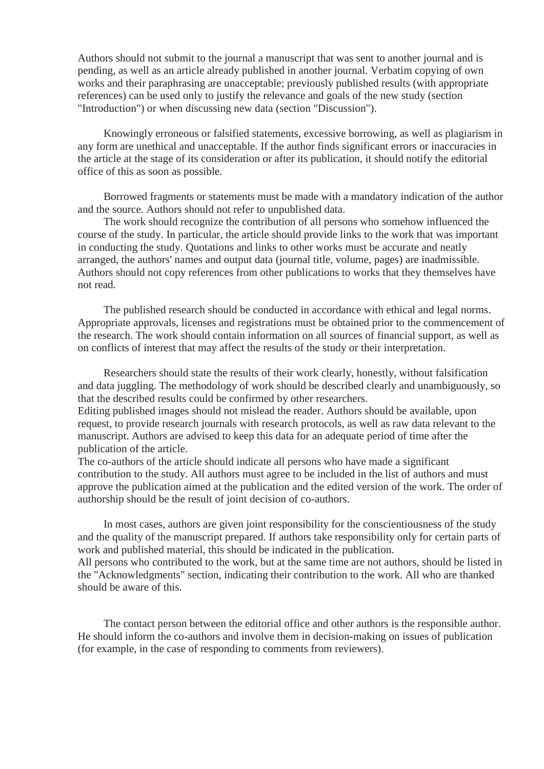Authors should not submit to the journal a manuscript that was sent to another journal and is pending, as well as an article already published in another journal. Verbatim copying of own works and their paraphrasing are unacceptable; previously published results (with appropriate references) can be used only to justify the relevance and goals of the new study (section "Introduction") or when discussing new data (section "Discussion").

Knowingly erroneous or falsified statements, excessive borrowing, as well as plagiarism in any form are unethical and unacceptable. If the author finds significant errors or inaccuracies in the article at the stage of its consideration or after its publication, it should notify the editorial office of this as soon as possible.

Borrowed fragments or statements must be made with a mandatory indication of the author and the source. Authors should not refer to unpublished data.

The work should recognize the contribution of all persons who somehow influenced the course of the study. In particular, the article should provide links to the work that was important in conducting the study. Quotations and links to other works must be accurate and neatly arranged, the authors' names and output data (journal title, volume, pages) are inadmissible. Authors should not copy references from other publications to works that they themselves have not read.

The published research should be conducted in accordance with ethical and legal norms. Appropriate approvals, licenses and registrations must be obtained prior to the commencement of the research. The work should contain information on all sources of financial support, as well as on conflicts of interest that may affect the results of the study or their interpretation.

Researchers should state the results of their work clearly, honestly, without falsification and data juggling. The methodology of work should be described clearly and unambiguously, so that the described results could be confirmed by other researchers.

Editing published images should not mislead the reader. Authors should be available, upon request, to provide research journals with research protocols, as well as raw data relevant to the manuscript. Authors are advised to keep this data for an adequate period of time after the publication of the article.

The co-authors of the article should indicate all persons who have made a significant contribution to the study. All authors must agree to be included in the list of authors and must approve the publication aimed at the publication and the edited version of the work. The order of authorship should be the result of joint decision of co-authors.

In most cases, authors are given joint responsibility for the conscientiousness of the study and the quality of the manuscript prepared. If authors take responsibility only for certain parts of work and published material, this should be indicated in the publication.

All persons who contributed to the work, but at the same time are not authors, should be listed in the "Acknowledgments" section, indicating their contribution to the work. All who are thanked should be aware of this.

The contact person between the editorial office and other authors is the responsible author. He should inform the co-authors and involve them in decision-making on issues of publication (for example, in the case of responding to comments from reviewers).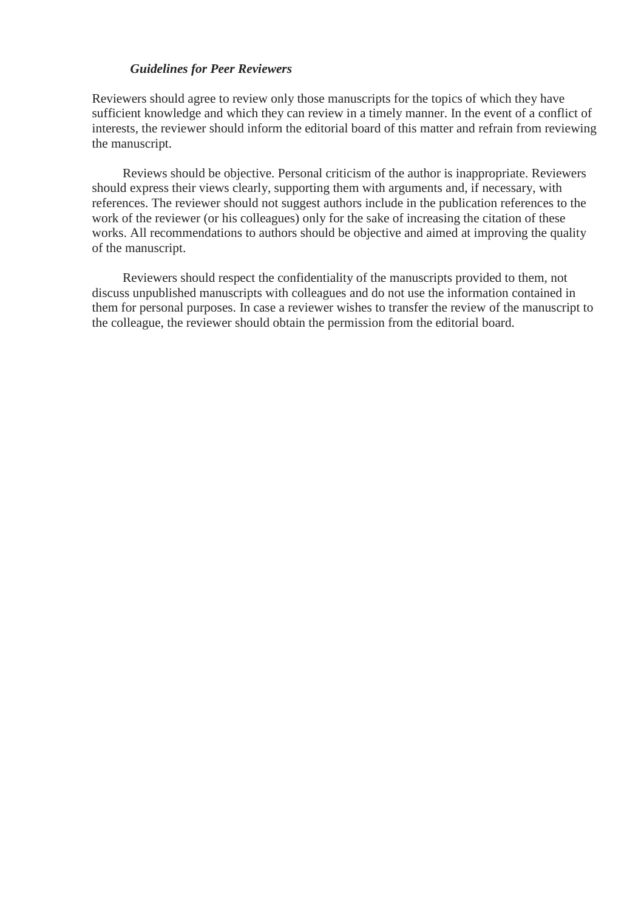### ***Guidelines for Peer Reviewers***

Reviewers should agree to review only those manuscripts for the topics of which they have sufficient knowledge and which they can review in a timely manner. In the event of a conflict of interests, the reviewer should inform the editorial board of this matter and refrain from reviewing the manuscript.

Reviews should be objective. Personal criticism of the author is inappropriate. Reviewers should express their views clearly, supporting them with arguments and, if necessary, with references. The reviewer should not suggest authors include in the publication references to the work of the reviewer (or his colleagues) only for the sake of increasing the citation of these works. All recommendations to authors should be objective and aimed at improving the quality of the manuscript.

Reviewers should respect the confidentiality of the manuscripts provided to them, not discuss unpublished manuscripts with colleagues and do not use the information contained in them for personal purposes. In case a reviewer wishes to transfer the review of the manuscript to the colleague, the reviewer should obtain the permission from the editorial board.